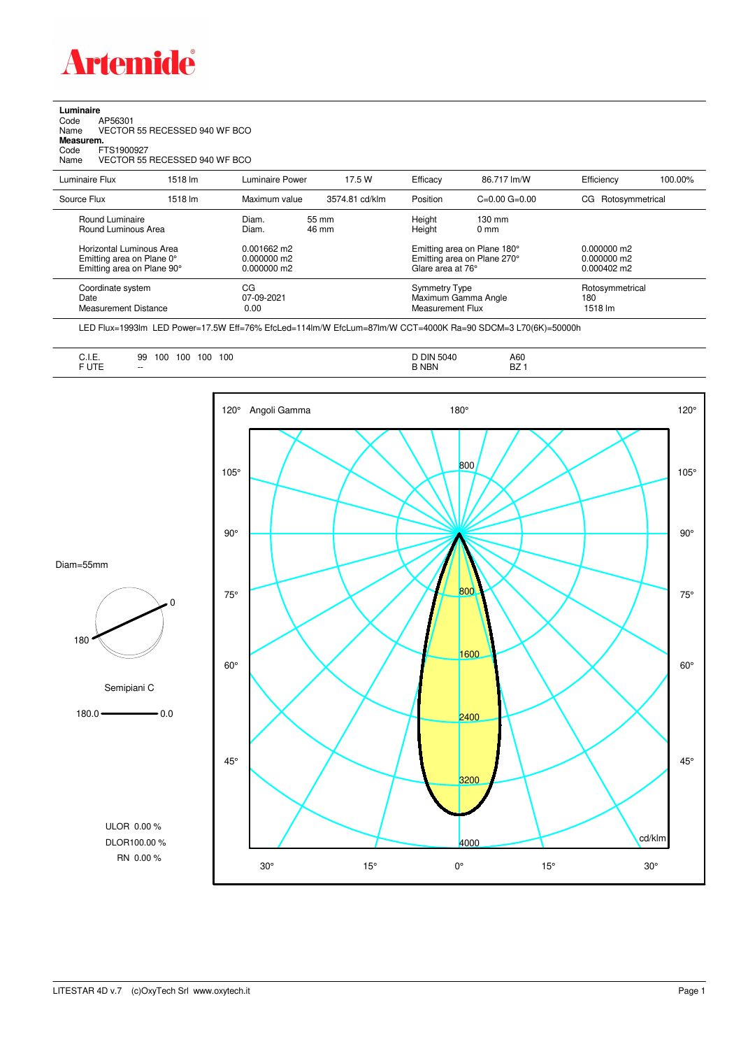**Artemide**

**Luminaire**
Code AP56301
Name VECTOR 55 RECESSED 940 WF BCO
**Measurem.**
Code FTS1900927
Name VECTOR 55 RECESSED 940 WF BCO

| Luminaire Flux | 1518 lm | Luminaire Power | 17.5 W | Efficacy | 86.717 lm/W | Efficiency | 100.00% |
|---|---|---|---|---|---|---|---|
| Source Flux | 1518 lm | Maximum value | 3574.81 cd/klm | Position | C=0.00 G=0.00 | CG | Rotosymmetrical |

| | | | | |
|---|---|---|---|---|
| Round Luminaire | Diam. 55 mm | Height 130 mm | | |
| Round Luminous Area | Diam. 46 mm | Height 0 mm | | |
| Horizontal Luminous Area | 0.001662 m2 | Emitting area on Plane 180° | 0.000000 m2 | |
| Emitting area on Plane 0° | 0.000000 m2 | Emitting area on Plane 270° | 0.000000 m2 | |
| Emitting area on Plane 90° | 0.000000 m2 | Glare area at 76° | 0.000402 m2 | |

| | | | |
|---|---|---|---|
| Coordinate system | CG | Symmetry Type | Rotosymmetrical |
| Date | 07-09-2021 | Maximum Gamma Angle | 180 |
| Measurement Distance | 0.00 | Measurement Flux | 1518 lm |

LED Flux=1993lm LED Power=17.5W Eff=76% EfcLed=114lm/W EfcLum=87lm/W CCT=4000K Ra=90 SDCM=3 L70(6K)=50000h

| | | | |
|---|---|---|---|
| C.I.E. | 99 100 100 100 100 | D DIN 5040 | A60 |
| F UTE | -- | B NBN | BZ 1 |

Diam=55mm

Semipiani C

180.0 — 0.0

ULOR 0.00 %
DLOR100.00 %
RN 0.00 %

Angoli Gamma — cd/klm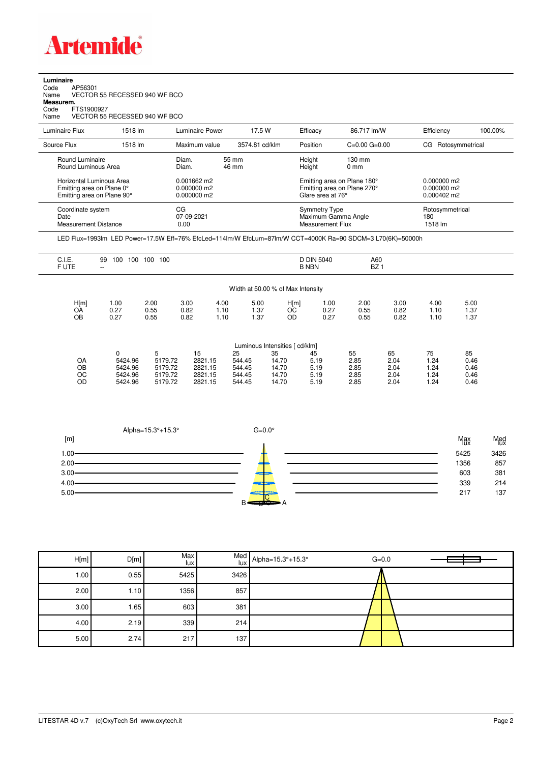**Artemide**

**Luminaire**
Code AP56301
Name VECTOR 55 RECESSED 940 WF BCO
**Measurem.**
Code FTS1900927
Name VECTOR 55 RECESSED 940 WF BCO

| | | | | | | | |
|---|---|---|---|---|---|---|---|
| Luminaire Flux | 1518 lm | Luminaire Power | 17.5 W | Efficacy | 86.717 lm/W | Efficiency | 100.00% |
| Source Flux | 1518 lm | Maximum value | 3574.81 cd/klm | Position | C=0.00 G=0.00 | CG | Rotosymmetrical |

| | | | | | |
|---|---|---|---|---|---|
| Round Luminaire | Diam. | 55 mm | Height | 130 mm | |
| Round Luminous Area | Diam. | 46 mm | Height | 0 mm | |
| Horizontal Luminous Area | 0.001662 m2 | | Emitting area on Plane 180° | | 0.000000 m2 |
| Emitting area on Plane 0° | 0.000000 m2 | | Emitting area on Plane 270° | | 0.000000 m2 |
| Emitting area on Plane 90° | 0.000000 m2 | | Glare area at 76° | | 0.000402 m2 |

| | | | |
|---|---|---|---|
| Coordinate system | CG | Symmetry Type | Rotosymmetrical |
| Date | 07-09-2021 | Maximum Gamma Angle | 180 |
| Measurement Distance | 0.00 | Measurement Flux | 1518 lm |

LED Flux=1993lm LED Power=17.5W Eff=76% EfcLed=114lm/W EfcLum=87lm/W CCT=4000K Ra=90 SDCM=3 L70(6K)=50000h

| | | | |
|---|---|---|---|
| C.I.E. | 99 100 100 100 100 | D DIN 5040 | A60 |
| F UTE | -- | B NBN | BZ 1 |

Width at 50.00 % of Max Intensity

| H[m] | 1.00 | 2.00 | 3.00 | 4.00 | 5.00 | H[m] | 1.00 | 2.00 | 3.00 | 4.00 | 5.00 |
|---|---|---|---|---|---|---|---|---|---|---|---|
| OA | 0.27 | 0.55 | 0.82 | 1.10 | 1.37 | OC | 0.27 | 0.55 | 0.82 | 1.10 | 1.37 |
| OB | 0.27 | 0.55 | 0.82 | 1.10 | 1.37 | OD | 0.27 | 0.55 | 0.82 | 1.10 | 1.37 |

Luminous Intensities [ cd/klm]

| | 0 | 5 | 15 | 25 | 35 | 45 | 55 | 65 | 75 | 85 |
|---|---|---|---|---|---|---|---|---|---|---|
| OA | 5424.96 | 5179.72 | 2821.15 | 544.45 | 14.70 | 5.19 | 2.85 | 2.04 | 1.24 | 0.46 |
| OB | 5424.96 | 5179.72 | 2821.15 | 544.45 | 14.70 | 5.19 | 2.85 | 2.04 | 1.24 | 0.46 |
| OC | 5424.96 | 5179.72 | 2821.15 | 544.45 | 14.70 | 5.19 | 2.85 | 2.04 | 1.24 | 0.46 |
| OD | 5424.96 | 5179.72 | 2821.15 | 544.45 | 14.70 | 5.19 | 2.85 | 2.04 | 1.24 | 0.46 |

Alpha=15.3°+15.3°
G=0.0°
[m]
Max lux
Med lux
1.00 5425 3426
2.00 1356 857
3.00 603 381
4.00 339 214
5.00 217 137
B C D A

| H[m] | D[m] | Max lux | Med lux | Alpha=15.3°+15.3° G=0.0 |
|---|---|---|---|---|
| 1.00 | 0.55 | 5425 | 3426 | |
| 2.00 | 1.10 | 1356 | 857 | |
| 3.00 | 1.65 | 603 | 381 | |
| 4.00 | 2.19 | 339 | 214 | |
| 5.00 | 2.74 | 217 | 137 | |

LITESTAR 4D v.7 (c)OxyTech Srl www.oxytech.it